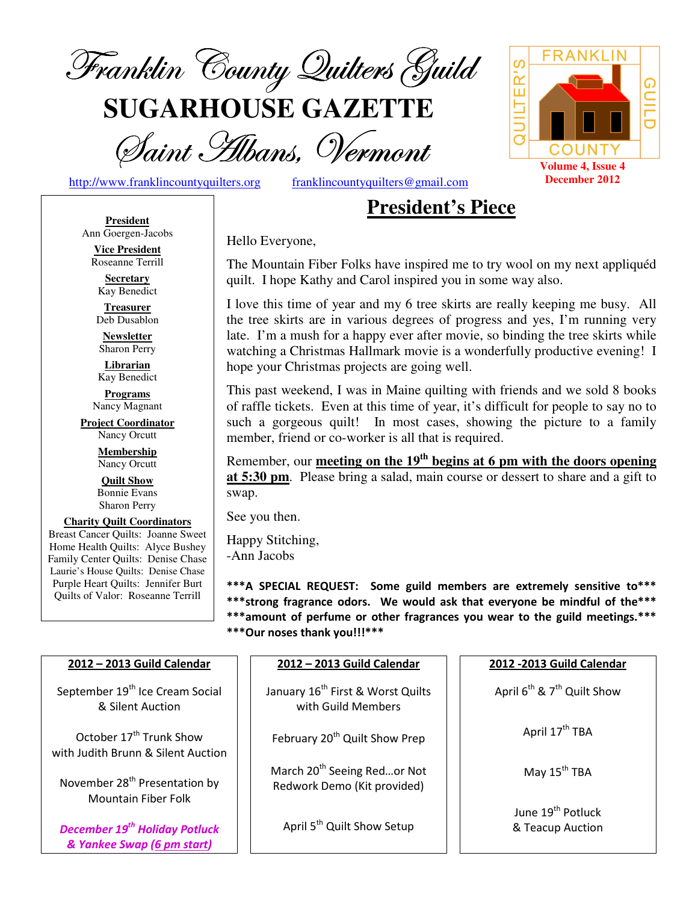# Franklin County Quilters Guild

# SUGARHOUSE GAZETTE

## Saint Albans, Vermont

http://www.franklincountyquilters.org franklincountyquilters@gmail.com

FRANKLIN QUILTER'S GUILD COUNTY

**Volume 4, Issue 4**
**December 2012**

**President**
Ann Goergen-Jacobs

**Vice President**
Roseanne Terrill

**Secretary**
Kay Benedict

**Treasurer**
Deb Dusablon

**Newsletter**
Sharon Perry

**Librarian**
Kay Benedict

**Programs**
Nancy Magnant

**Project Coordinator**
Nancy Orcutt

**Membership**
Nancy Orcutt

**Quilt Show**
Bonnie Evans
Sharon Perry

**Charity Quilt Coordinators**
Breast Cancer Quilts: Joanne Sweet
Home Health Quilts: Alyce Bushey
Family Center Quilts: Denise Chase
Laurie's House Quilts: Denise Chase
Purple Heart Quilts: Jennifer Burt
Quilts of Valor: Roseanne Terrill

## President's Piece

Hello Everyone,

The Mountain Fiber Folks have inspired me to try wool on my next appliquéd quilt. I hope Kathy and Carol inspired you in some way also.

I love this time of year and my 6 tree skirts are really keeping me busy. All the tree skirts are in various degrees of progress and yes, I'm running very late. I'm a mush for a happy ever after movie, so binding the tree skirts while watching a Christmas Hallmark movie is a wonderfully productive evening! I hope your Christmas projects are going well.

This past weekend, I was in Maine quilting with friends and we sold 8 books of raffle tickets. Even at this time of year, it's difficult for people to say no to such a gorgeous quilt! In most cases, showing the picture to a family member, friend or co-worker is all that is required.

Remember, our **meeting on the 19th begins at 6 pm with the doors opening at 5:30 pm**. Please bring a salad, main course or dessert to share and a gift to swap.

See you then.

Happy Stitching,
-Ann Jacobs

**\*\*\*A SPECIAL REQUEST: Some guild members are extremely sensitive to\*\*\* \*\*\*strong fragrance odors. We would ask that everyone be mindful of the\*\*\* \*\*\*amount of perfume or other fragrances you wear to the guild meetings.\*\*\* \*\*\*Our noses thank you!!!\*\*\***

**2012 – 2013 Guild Calendar**

September 19th Ice Cream Social & Silent Auction

October 17th Trunk Show with Judith Brunn & Silent Auction

November 28th Presentation by Mountain Fiber Folk

***December 19th Holiday Potluck & Yankee Swap (6 pm start)***

**2012 – 2013 Guild Calendar**

January 16th First & Worst Quilts with Guild Members

February 20th Quilt Show Prep

March 20th Seeing Red…or Not Redwork Demo (Kit provided)

April 5th Quilt Show Setup

**2012 -2013 Guild Calendar**

April 6th & 7th Quilt Show

April 17th TBA

May 15th TBA

June 19th Potluck & Teacup Auction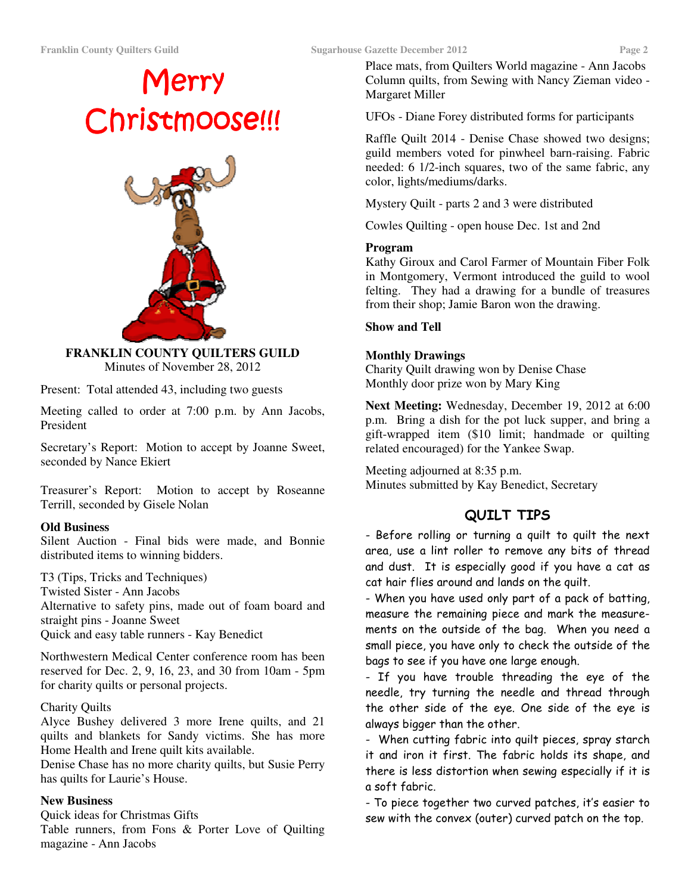# Merry Christmoose!!!

**FRANKLIN COUNTY QUILTERS GUILD**
Minutes of November 28, 2012

Present: Total attended 43, including two guests

Meeting called to order at 7:00 p.m. by Ann Jacobs, President

Secretary's Report: Motion to accept by Joanne Sweet, seconded by Nance Ekiert

Treasurer's Report: Motion to accept by Roseanne Terrill, seconded by Gisele Nolan

**Old Business**
Silent Auction - Final bids were made, and Bonnie distributed items to winning bidders.

T3 (Tips, Tricks and Techniques)
Twisted Sister - Ann Jacobs
Alternative to safety pins, made out of foam board and straight pins - Joanne Sweet
Quick and easy table runners - Kay Benedict

Northwestern Medical Center conference room has been reserved for Dec. 2, 9, 16, 23, and 30 from 10am - 5pm for charity quilts or personal projects.

Charity Quilts
Alyce Bushey delivered 3 more Irene quilts, and 21 quilts and blankets for Sandy victims. She has more Home Health and Irene quilt kits available.
Denise Chase has no more charity quilts, but Susie Perry has quilts for Laurie's House.

**New Business**
Quick ideas for Christmas Gifts
Table runners, from Fons & Porter Love of Quilting magazine - Ann Jacobs
Place mats, from Quilters World magazine - Ann Jacobs
Column quilts, from Sewing with Nancy Zieman video - Margaret Miller

UFOs - Diane Forey distributed forms for participants

Raffle Quilt 2014 - Denise Chase showed two designs; guild members voted for pinwheel barn-raising. Fabric needed: 6 1/2-inch squares, two of the same fabric, any color, lights/mediums/darks.

Mystery Quilt - parts 2 and 3 were distributed

Cowles Quilting - open house Dec. 1st and 2nd

**Program**
Kathy Giroux and Carol Farmer of Mountain Fiber Folk in Montgomery, Vermont introduced the guild to wool felting. They had a drawing for a bundle of treasures from their shop; Jamie Baron won the drawing.

**Show and Tell**

**Monthly Drawings**
Charity Quilt drawing won by Denise Chase
Monthly door prize won by Mary King

**Next Meeting:** Wednesday, December 19, 2012 at 6:00 p.m. Bring a dish for the pot luck supper, and bring a gift-wrapped item ($10 limit; handmade or quilting related encouraged) for the Yankee Swap.

Meeting adjourned at 8:35 p.m.
Minutes submitted by Kay Benedict, Secretary

## QUILT TIPS

- Before rolling or turning a quilt to quilt the next area, use a lint roller to remove any bits of thread and dust. It is especially good if you have a cat as cat hair flies around and lands on the quilt.
- When you have used only part of a pack of batting, measure the remaining piece and mark the measurements on the outside of the bag. When you need a small piece, you have only to check the outside of the bags to see if you have one large enough.
- If you have trouble threading the eye of the needle, try turning the needle and thread through the other side of the eye. One side of the eye is always bigger than the other.
- When cutting fabric into quilt pieces, spray starch it and iron it first. The fabric holds its shape, and there is less distortion when sewing especially if it is a soft fabric.
- To piece together two curved patches, it's easier to sew with the convex (outer) curved patch on the top.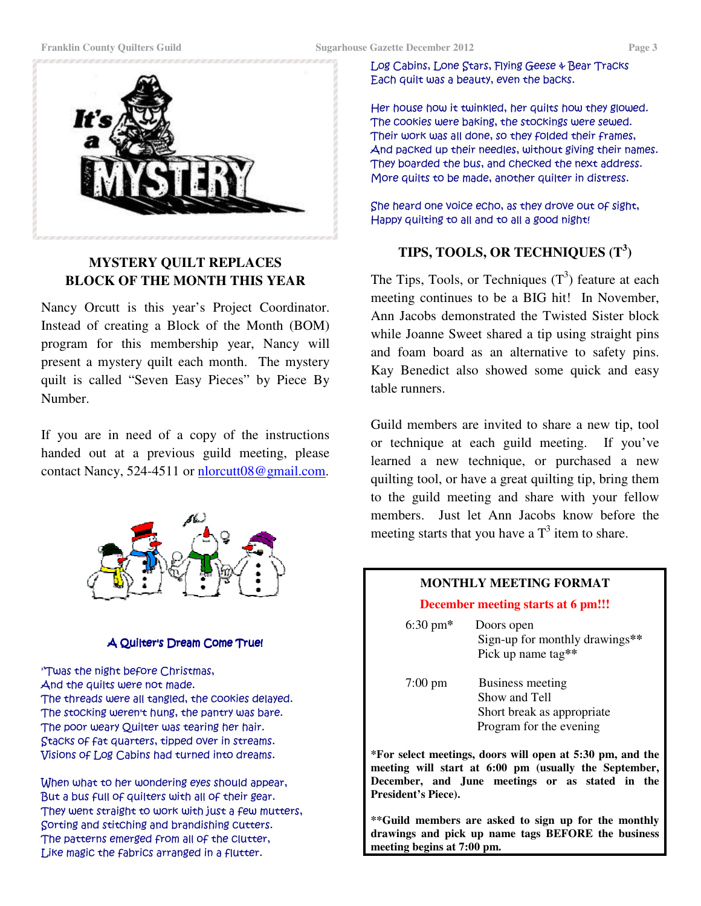## MYSTERY QUILT REPLACES BLOCK OF THE MONTH THIS YEAR

Nancy Orcutt is this year's Project Coordinator. Instead of creating a Block of the Month (BOM) program for this membership year, Nancy will present a mystery quilt each month. The mystery quilt is called "Seven Easy Pieces" by Piece By Number.

If you are in need of a copy of the instructions handed out at a previous guild meeting, please contact Nancy, 524-4511 or nlorcutt08@gmail.com.

### A Quilter's Dream Come True!

'Twas the night before Christmas,
And the quilts were not made.
The threads were all tangled, the cookies delayed.
The stocking weren't hung, the pantry was bare.
The poor weary Quilter was tearing her hair.
Stacks of fat quarters, tipped over in streams.
Visions of Log Cabins had turned into dreams.

When what to her wondering eyes should appear,
But a bus full of quilters with all of their gear.
They went straight to work with just a few mutters,
Sorting and stitching and brandishing cutters.
The patterns emerged from all of the clutter,
Like magic the fabrics arranged in a flutter.
Log Cabins, Lone Stars, Flying Geese & Bear Tracks
Each quilt was a beauty, even the backs.

Her house how it twinkled, her quilts how they glowed.
The cookies were baking, the stockings were sewed.
Their work was all done, so they folded their frames,
And packed up their needles, without giving their names.
They boarded the bus, and checked the next address.
More quilts to be made, another quilter in distress.

She heard one voice echo, as they drove out of sight,
Happy quilting to all and to all a good night!

## TIPS, TOOLS, OR TECHNIQUES ($T^3$)

The Tips, Tools, or Techniques ($T^3$) feature at each meeting continues to be a BIG hit! In November, Ann Jacobs demonstrated the Twisted Sister block while Joanne Sweet shared a tip using straight pins and foam board as an alternative to safety pins. Kay Benedict also showed some quick and easy table runners.

Guild members are invited to share a new tip, tool or technique at each guild meeting. If you've learned a new technique, or purchased a new quilting tool, or have a great quilting tip, bring them to the guild meeting and share with your fellow members. Just let Ann Jacobs know before the meeting starts that you have a $T^3$ item to share.

### MONTHLY MEETING FORMAT

**December meeting starts at 6 pm!!!**

| | |
|---|---|
| 6:30 pm* | Doors open<br>Sign-up for monthly drawings**<br>Pick up name tag** |
| 7:00 pm | Business meeting<br>Show and Tell<br>Short break as appropriate<br>Program for the evening |

**\*For select meetings, doors will open at 5:30 pm, and the meeting will start at 6:00 pm (usually the September, December, and June meetings or as stated in the President's Piece).**

**\*\*Guild members are asked to sign up for the monthly drawings and pick up name tags BEFORE the business meeting begins at 7:00 pm.**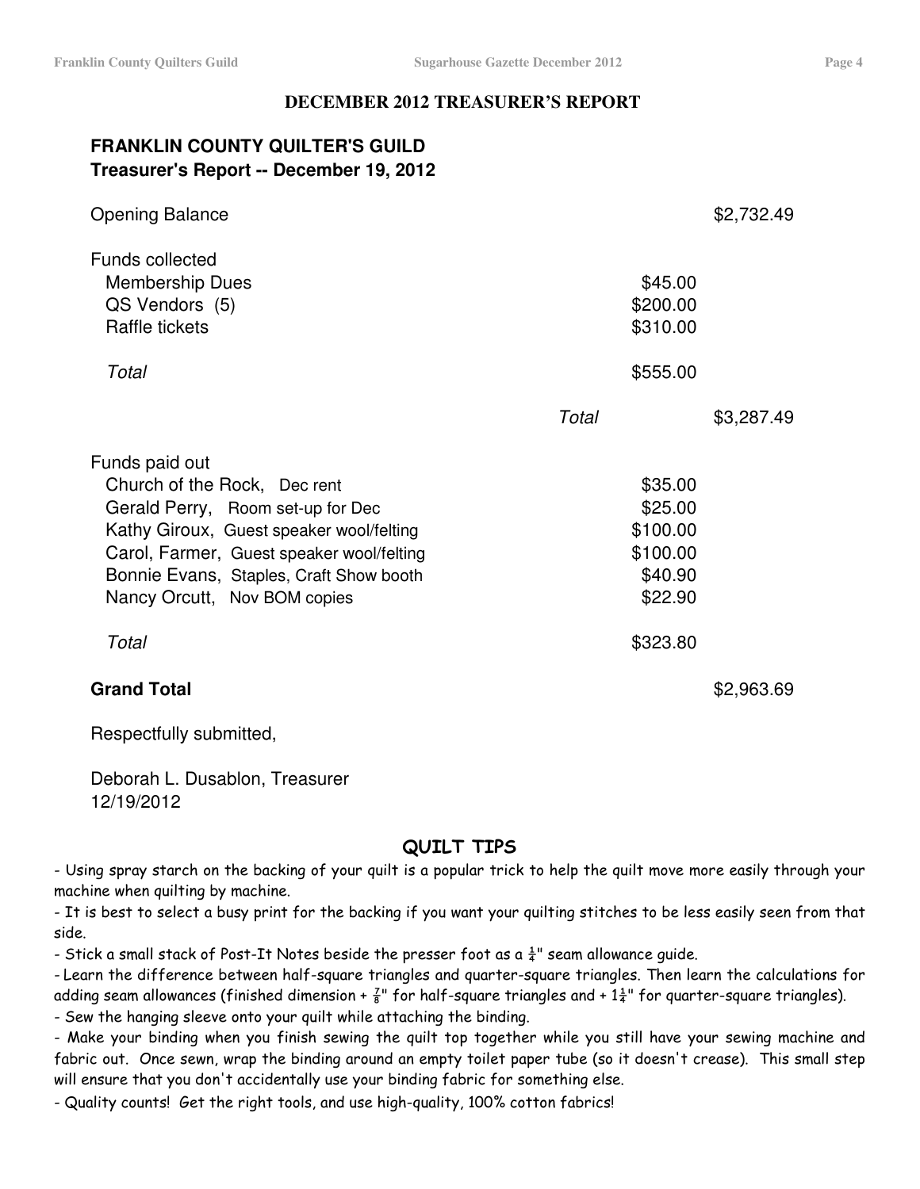## DECEMBER 2012 TREASURER'S REPORT

**FRANKLIN COUNTY QUILTER'S GUILD**
**Treasurer's Report -- December 19, 2012**

| | | |
|---|---|---|
| Opening Balance | | $2,732.49 |
| | | |
| Funds collected | | |
| Membership Dues | $45.00 | |
| QS Vendors (5) | $200.00 | |
| Raffle tickets | $310.00 | |
| | | |
| *Total* | $555.00 | |
| | | |
| *Total* | | $3,287.49 |
| | | |
| Funds paid out | | |
| Church of the Rock, Dec rent | $35.00 | |
| Gerald Perry, Room set-up for Dec | $25.00 | |
| Kathy Giroux, Guest speaker wool/felting | $100.00 | |
| Carol, Farmer, Guest speaker wool/felting | $100.00 | |
| Bonnie Evans, Staples, Craft Show booth | $40.90 | |
| Nancy Orcutt, Nov BOM copies | $22.90 | |
| | | |
| *Total* | $323.80 | |
| | | |
| **Grand Total** | | $2,963.69 |

Respectfully submitted,

Deborah L. Dusablon, Treasurer
12/19/2012

## QUILT TIPS

- Using spray starch on the backing of your quilt is a popular trick to help the quilt move more easily through your machine when quilting by machine.
- It is best to select a busy print for the backing if you want your quilting stitches to be less easily seen from that side.
- Stick a small stack of Post-It Notes beside the presser foot as a ¼" seam allowance guide.
- Learn the difference between half-square triangles and quarter-square triangles. Then learn the calculations for adding seam allowances (finished dimension + ⅞" for half-square triangles and + 1¼" for quarter-square triangles).
- Sew the hanging sleeve onto your quilt while attaching the binding.
- Make your binding when you finish sewing the quilt top together while you still have your sewing machine and fabric out. Once sewn, wrap the binding around an empty toilet paper tube (so it doesn't crease). This small step will ensure that you don't accidentally use your binding fabric for something else.
- Quality counts! Get the right tools, and use high-quality, 100% cotton fabrics!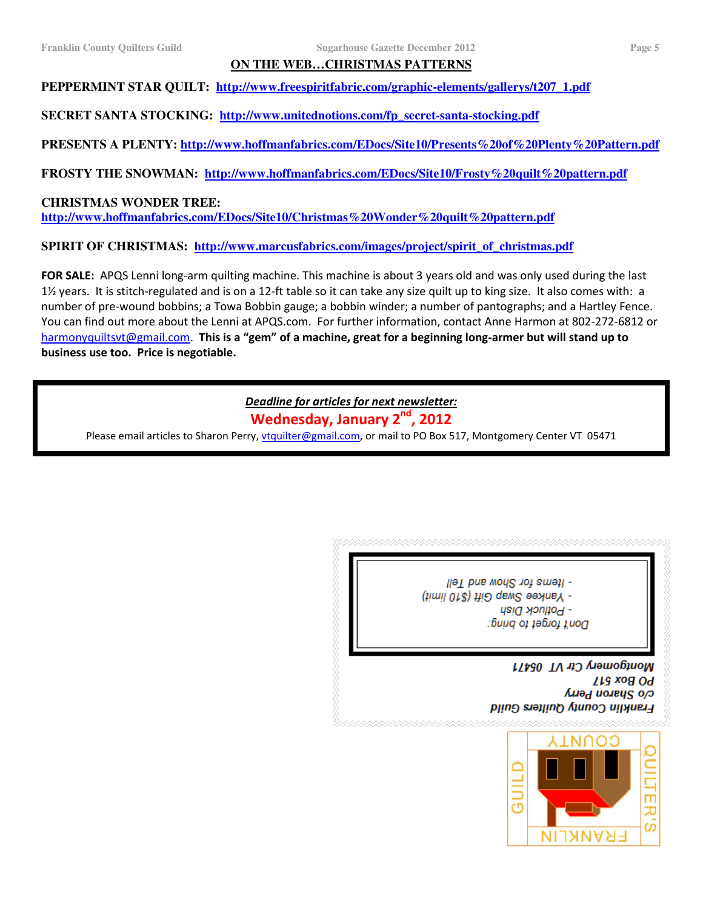## ON THE WEB…CHRISTMAS PATTERNS

**PEPPERMINT STAR QUILT:** http://www.freespiritfabric.com/graphic-elements/gallerys/t207_1.pdf

**SECRET SANTA STOCKING:** http://www.unitednotions.com/fp_secret-santa-stocking.pdf

**PRESENTS A PLENTY:** http://www.hoffmanfabrics.com/EDocs/Site10/Presents%20of%20Plenty%20Pattern.pdf

**FROSTY THE SNOWMAN:** http://www.hoffmanfabrics.com/EDocs/Site10/Frosty%20quilt%20pattern.pdf

**CHRISTMAS WONDER TREE:**
http://www.hoffmanfabrics.com/EDocs/Site10/Christmas%20Wonder%20quilt%20pattern.pdf

**SPIRIT OF CHRISTMAS:** http://www.marcusfabrics.com/images/project/spirit_of_christmas.pdf

**FOR SALE:** APQS Lenni long-arm quilting machine. This machine is about 3 years old and was only used during the last 1½ years. It is stitch-regulated and is on a 12-ft table so it can take any size quilt up to king size. It also comes with: a number of pre-wound bobbins; a Towa Bobbin gauge; a bobbin winder; a number of pantographs; and a Hartley Fence. You can find out more about the Lenni at APQS.com. For further information, contact Anne Harmon at 802-272-6812 or harmonyquiltsvt@gmail.com. **This is a "gem" of a machine, great for a beginning long-armer but will stand up to business use too. Price is negotiable.**

***Deadline for articles for next newsletter:***

**Wednesday, January 2nd, 2012**

Please email articles to Sharon Perry, vtquilter@gmail.com, or mail to PO Box 517, Montgomery Center VT 05471

Don't forget to bring:
- Potluck Dish
- Yankee Swap Gift ($10 limit)
- Items for Show and Tell

Franklin County Quilters Guild
c/o Sharon Perry
PO Box 517
Montgomery Ctr VT 05471

FRANKLIN COUNTY QUILTER'S GUILD